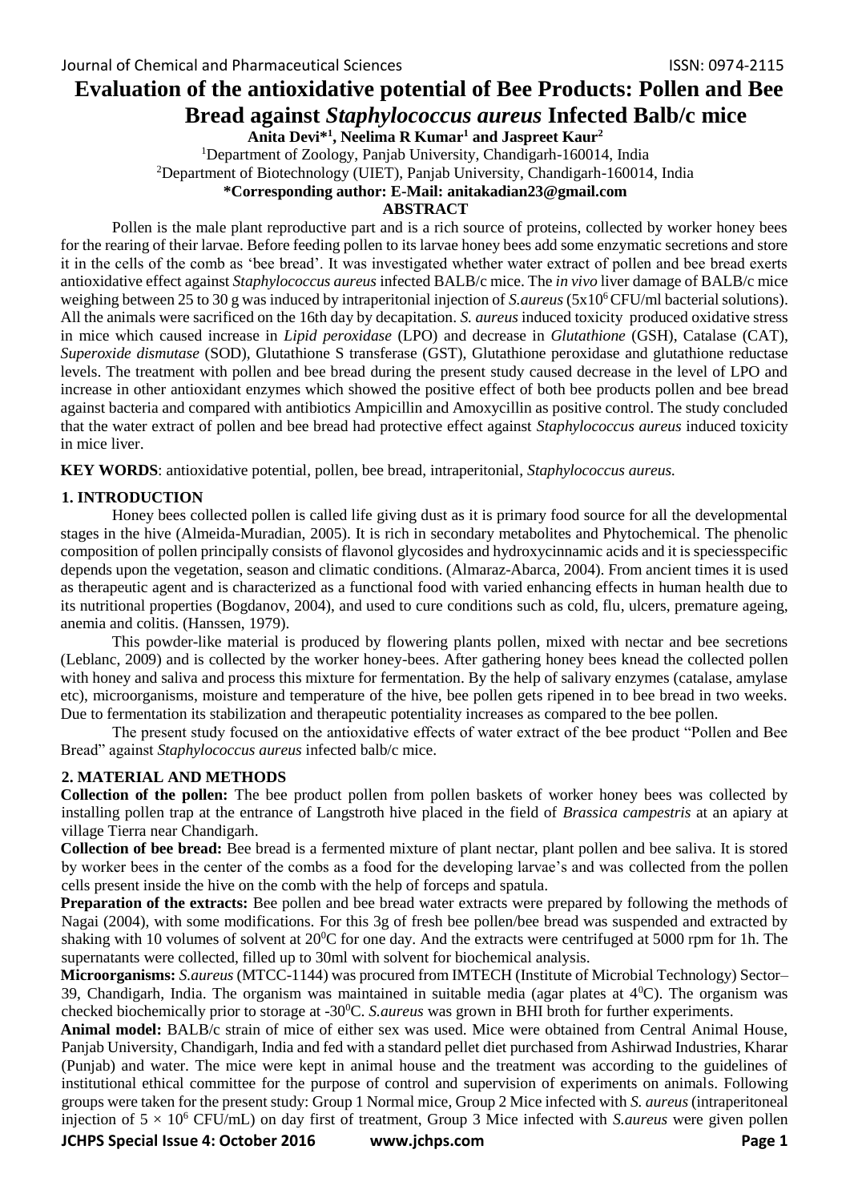# Evaluation of the antioxidative potential of Bee Products: Pollen and Bee Bread against *Staphylococcus aureus* Infected Balb/c mice

**Anita Devi*[1], Neelima R Kumar[1] and Jaspreet Kaur[2]**

[1]Department of Zoology, Panjab University, Chandigarh-160014, India

[2]Department of Biotechnology (UIET), Panjab University, Chandigarh-160014, India

**\*Corresponding author: E-Mail: anitakadian23@gmail.com**

## ABSTRACT

Pollen is the male plant reproductive part and is a rich source of proteins, collected by worker honey bees for the rearing of their larvae. Before feeding pollen to its larvae honey bees add some enzymatic secretions and store it in the cells of the comb as 'bee bread'. It was investigated whether water extract of pollen and bee bread exerts antioxidative effect against *Staphylococcus aureus* infected BALB/c mice. The *in vivo* liver damage of BALB/c mice weighing between 25 to 30 g was induced by intraperitonial injection of *S.aureus* ($5x10^6$ CFU/ml bacterial solutions). All the animals were sacrificed on the 16th day by decapitation. *S. aureus* induced toxicity produced oxidative stress in mice which caused increase in *Lipid peroxidase* (LPO) and decrease in *Glutathione* (GSH), Catalase (CAT), *Superoxide dismutase* (SOD), Glutathione S transferase (GST), Glutathione peroxidase and glutathione reductase levels. The treatment with pollen and bee bread during the present study caused decrease in the level of LPO and increase in other antioxidant enzymes which showed the positive effect of both bee products pollen and bee bread against bacteria and compared with antibiotics Ampicillin and Amoxycillin as positive control. The study concluded that the water extract of pollen and bee bread had protective effect against *Staphylococcus aureus* induced toxicity in mice liver.

**KEY WORDS**: antioxidative potential, pollen, bee bread, intraperitonial, *Staphylococcus aureus.*

## 1. INTRODUCTION

Honey bees collected pollen is called life giving dust as it is primary food source for all the developmental stages in the hive (Almeida-Muradian, 2005). It is rich in secondary metabolites and Phytochemical. The phenolic composition of pollen principally consists of flavonol glycosides and hydroxycinnamic acids and it is speciesspecific depends upon the vegetation, season and climatic conditions. (Almaraz-Abarca, 2004). From ancient times it is used as therapeutic agent and is characterized as a functional food with varied enhancing effects in human health due to its nutritional properties (Bogdanov, 2004), and used to cure conditions such as cold, flu, ulcers, premature ageing, anemia and colitis. (Hanssen, 1979).

This powder-like material is produced by flowering plants pollen, mixed with nectar and bee secretions (Leblanc, 2009) and is collected by the worker honey-bees. After gathering honey bees knead the collected pollen with honey and saliva and process this mixture for fermentation. By the help of salivary enzymes (catalase, amylase etc), microorganisms, moisture and temperature of the hive, bee pollen gets ripened in to bee bread in two weeks. Due to fermentation its stabilization and therapeutic potentiality increases as compared to the bee pollen.

The present study focused on the antioxidative effects of water extract of the bee product "Pollen and Bee Bread" against *Staphylococcus aureus* infected balb/c mice.

## 2. MATERIAL AND METHODS

**Collection of the pollen:** The bee product pollen from pollen baskets of worker honey bees was collected by installing pollen trap at the entrance of Langstroth hive placed in the field of *Brassica campestris* at an apiary at village Tierra near Chandigarh.

**Collection of bee bread:** Bee bread is a fermented mixture of plant nectar, plant pollen and bee saliva. It is stored by worker bees in the center of the combs as a food for the developing larvae's and was collected from the pollen cells present inside the hive on the comb with the help of forceps and spatula.

**Preparation of the extracts:** Bee pollen and bee bread water extracts were prepared by following the methods of Nagai (2004), with some modifications. For this 3g of fresh bee pollen/bee bread was suspended and extracted by shaking with 10 volumes of solvent at $20^0$C for one day. And the extracts were centrifuged at 5000 rpm for 1h. The supernatants were collected, filled up to 30ml with solvent for biochemical analysis.

**Microorganisms:** *S.aureus* (MTCC-1144) was procured from IMTECH (Institute of Microbial Technology) Sector–39, Chandigarh, India. The organism was maintained in suitable media (agar plates at $4^0$C). The organism was checked biochemically prior to storage at $-30^0$C. *S.aureus* was grown in BHI broth for further experiments.

**Animal model:** BALB/c strain of mice of either sex was used. Mice were obtained from Central Animal House, Panjab University, Chandigarh, India and fed with a standard pellet diet purchased from Ashirwad Industries, Kharar (Punjab) and water. The mice were kept in animal house and the treatment was according to the guidelines of institutional ethical committee for the purpose of control and supervision of experiments on animals. Following groups were taken for the present study: Group 1 Normal mice, Group 2 Mice infected with *S. aureus* (intraperitoneal injection of $5 \times 10^6$ CFU/mL) on day first of treatment, Group 3 Mice infected with *S.aureus* were given pollen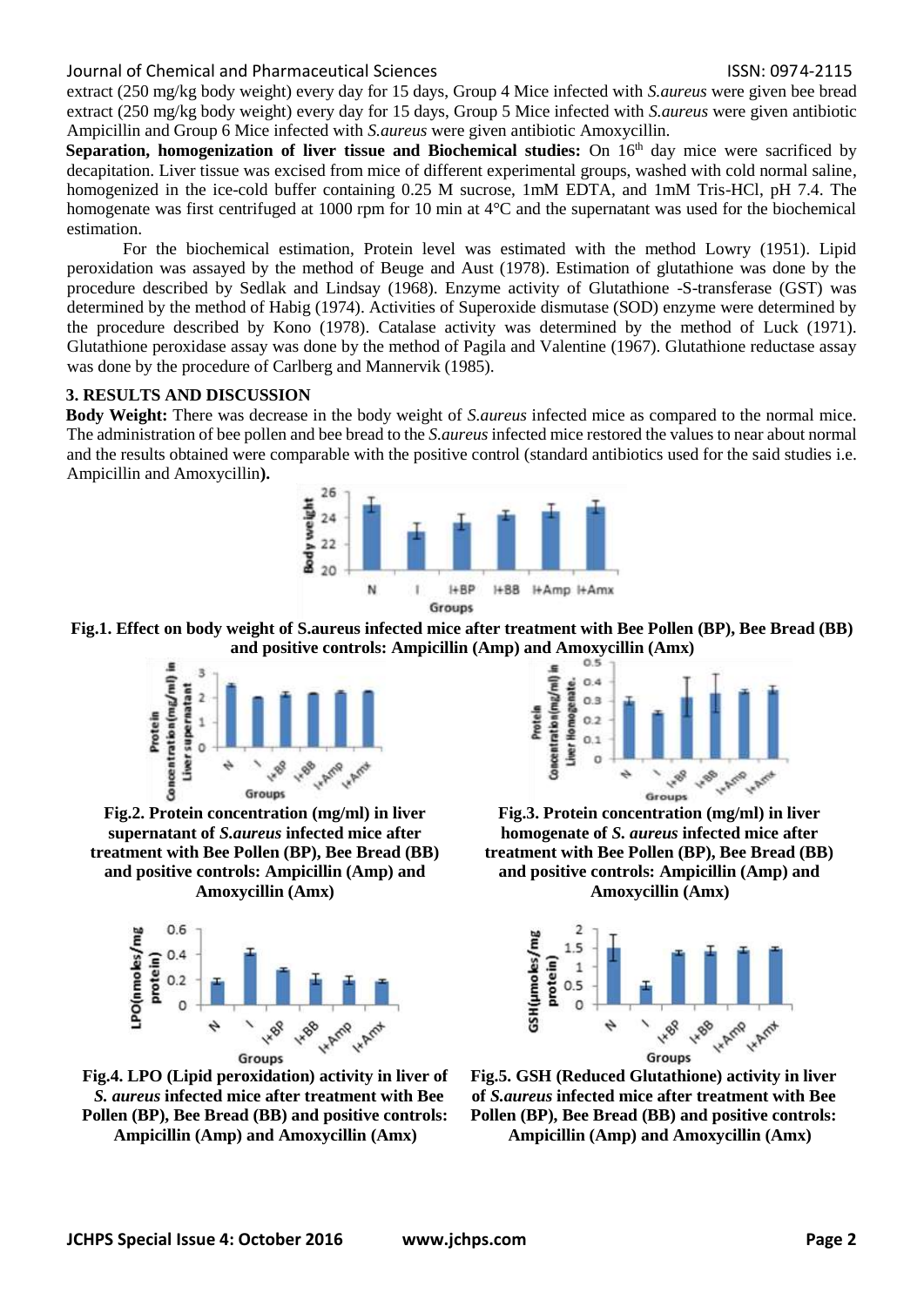extract (250 mg/kg body weight) every day for 15 days, Group 4 Mice infected with *S.aureus* were given bee bread extract (250 mg/kg body weight) every day for 15 days, Group 5 Mice infected with *S.aureus* were given antibiotic Ampicillin and Group 6 Mice infected with *S.aureus* were given antibiotic Amoxycillin.

**Separation, homogenization of liver tissue and Biochemical studies:** On 16[th] day mice were sacrificed by decapitation. Liver tissue was excised from mice of different experimental groups, washed with cold normal saline, homogenized in the ice-cold buffer containing 0.25 M sucrose, 1mM EDTA, and 1mM Tris-HCl, pH 7.4. The homogenate was first centrifuged at 1000 rpm for 10 min at 4°C and the supernatant was used for the biochemical estimation.

For the biochemical estimation, Protein level was estimated with the method Lowry (1951). Lipid peroxidation was assayed by the method of Beuge and Aust (1978). Estimation of glutathione was done by the procedure described by Sedlak and Lindsay (1968). Enzyme activity of Glutathione -S-transferase (GST) was determined by the method of Habig (1974). Activities of Superoxide dismutase (SOD) enzyme were determined by the procedure described by Kono (1978). Catalase activity was determined by the method of Luck (1971). Glutathione peroxidase assay was done by the method of Pagila and Valentine (1967). Glutathione reductase assay was done by the procedure of Carlberg and Mannervik (1985).

## 3. RESULTS AND DISCUSSION

**Body Weight:** There was decrease in the body weight of *S.aureus* infected mice as compared to the normal mice. The administration of bee pollen and bee bread to the *S.aureus* infected mice restored the values to near about normal and the results obtained were comparable with the positive control (standard antibiotics used for the said studies i.e. Ampicillin and Amoxycillin**).**

**Fig.1. Effect on body weight of S.aureus infected mice after treatment with Bee Pollen (BP), Bee Bread (BB) and positive controls: Ampicillin (Amp) and Amoxycillin (Amx)**

**Fig.2. Protein concentration (mg/ml) in liver supernatant of *S.aureus* infected mice after treatment with Bee Pollen (BP), Bee Bread (BB) and positive controls: Ampicillin (Amp) and Amoxycillin (Amx)**

**Fig.3. Protein concentration (mg/ml) in liver homogenate of *S. aureus* infected mice after treatment with Bee Pollen (BP), Bee Bread (BB) and positive controls: Ampicillin (Amp) and Amoxycillin (Amx)**

**Fig.4. LPO (Lipid peroxidation) activity in liver of *S. aureus* infected mice after treatment with Bee Pollen (BP), Bee Bread (BB) and positive controls: Ampicillin (Amp) and Amoxycillin (Amx)**

**Fig.5. GSH (Reduced Glutathione) activity in liver of *S.aureus* infected mice after treatment with Bee Pollen (BP), Bee Bread (BB) and positive controls: Ampicillin (Amp) and Amoxycillin (Amx)**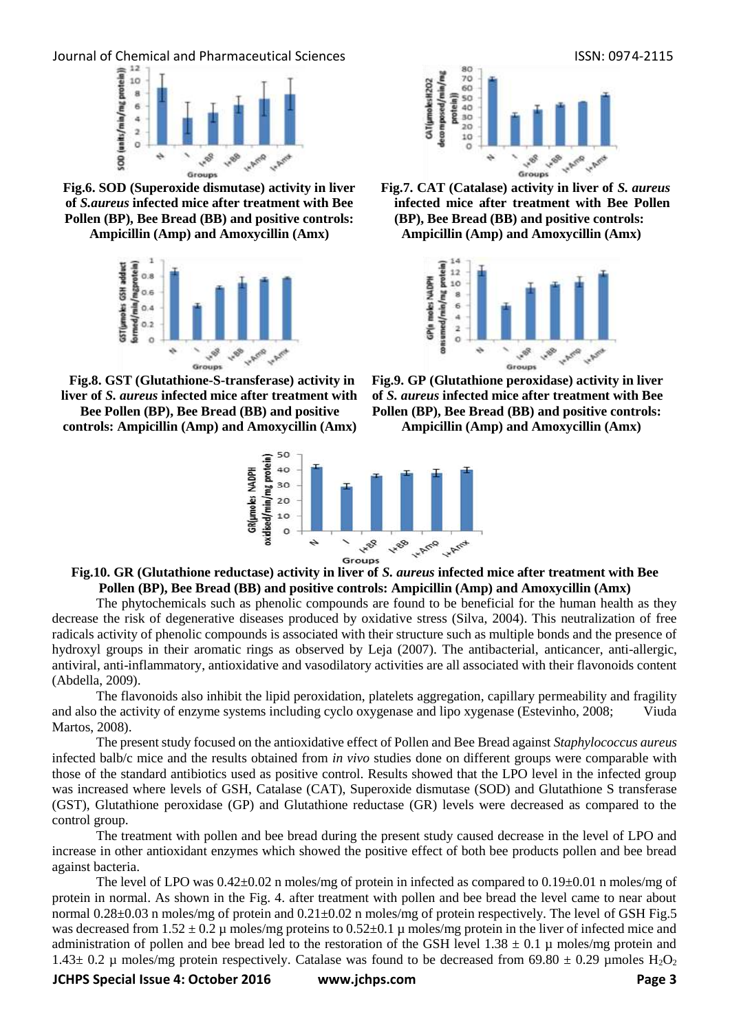Fig.6. SOD (Superoxide dismutase) activity in liver of *S.aureus* infected mice after treatment with Bee Pollen (BP), Bee Bread (BB) and positive controls: Ampicillin (Amp) and Amoxycillin (Amx)

Fig.7. CAT (Catalase) activity in liver of *S. aureus* infected mice after treatment with Bee Pollen (BP), Bee Bread (BB) and positive controls: Ampicillin (Amp) and Amoxycillin (Amx)

Fig.8. GST (Glutathione-S-transferase) activity in liver of *S. aureus* infected mice after treatment with Bee Pollen (BP), Bee Bread (BB) and positive controls: Ampicillin (Amp) and Amoxycillin (Amx)

Fig.9. GP (Glutathione peroxidase) activity in liver of *S. aureus* infected mice after treatment with Bee Pollen (BP), Bee Bread (BB) and positive controls: Ampicillin (Amp) and Amoxycillin (Amx)

Fig.10. GR (Glutathione reductase) activity in liver of *S. aureus* infected mice after treatment with Bee Pollen (BP), Bee Bread (BB) and positive controls: Ampicillin (Amp) and Amoxycillin (Amx)

The phytochemicals such as phenolic compounds are found to be beneficial for the human health as they decrease the risk of degenerative diseases produced by oxidative stress (Silva, 2004). This neutralization of free radicals activity of phenolic compounds is associated with their structure such as multiple bonds and the presence of hydroxyl groups in their aromatic rings as observed by Leja (2007). The antibacterial, anticancer, anti-allergic, antiviral, anti-inflammatory, antioxidative and vasodilatory activities are all associated with their flavonoids content (Abdella, 2009).

The flavonoids also inhibit the lipid peroxidation, platelets aggregation, capillary permeability and fragility and also the activity of enzyme systems including cyclo oxygenase and lipo xygenase (Estevinho, 2008; Viuda Martos, 2008).

The present study focused on the antioxidative effect of Pollen and Bee Bread against *Staphylococcus aureus* infected balb/c mice and the results obtained from *in vivo* studies done on different groups were comparable with those of the standard antibiotics used as positive control. Results showed that the LPO level in the infected group was increased where levels of GSH, Catalase (CAT), Superoxide dismutase (SOD) and Glutathione S transferase (GST), Glutathione peroxidase (GP) and Glutathione reductase (GR) levels were decreased as compared to the control group.

The treatment with pollen and bee bread during the present study caused decrease in the level of LPO and increase in other antioxidant enzymes which showed the positive effect of both bee products pollen and bee bread against bacteria.

The level of LPO was 0.42±0.02 n moles/mg of protein in infected as compared to 0.19±0.01 n moles/mg of protein in normal. As shown in the Fig. 4. after treatment with pollen and bee bread the level came to near about normal 0.28±0.03 n moles/mg of protein and 0.21±0.02 n moles/mg of protein respectively. The level of GSH Fig.5 was decreased from 1.52 ± 0.2 µ moles/mg proteins to 0.52±0.1 µ moles/mg protein in the liver of infected mice and administration of pollen and bee bread led to the restoration of the GSH level 1.38 ± 0.1 µ moles/mg protein and 1.43± 0.2 µ moles/mg protein respectively. Catalase was found to be decreased from 69.80 ± 0.29 µmoles $H_2O_2$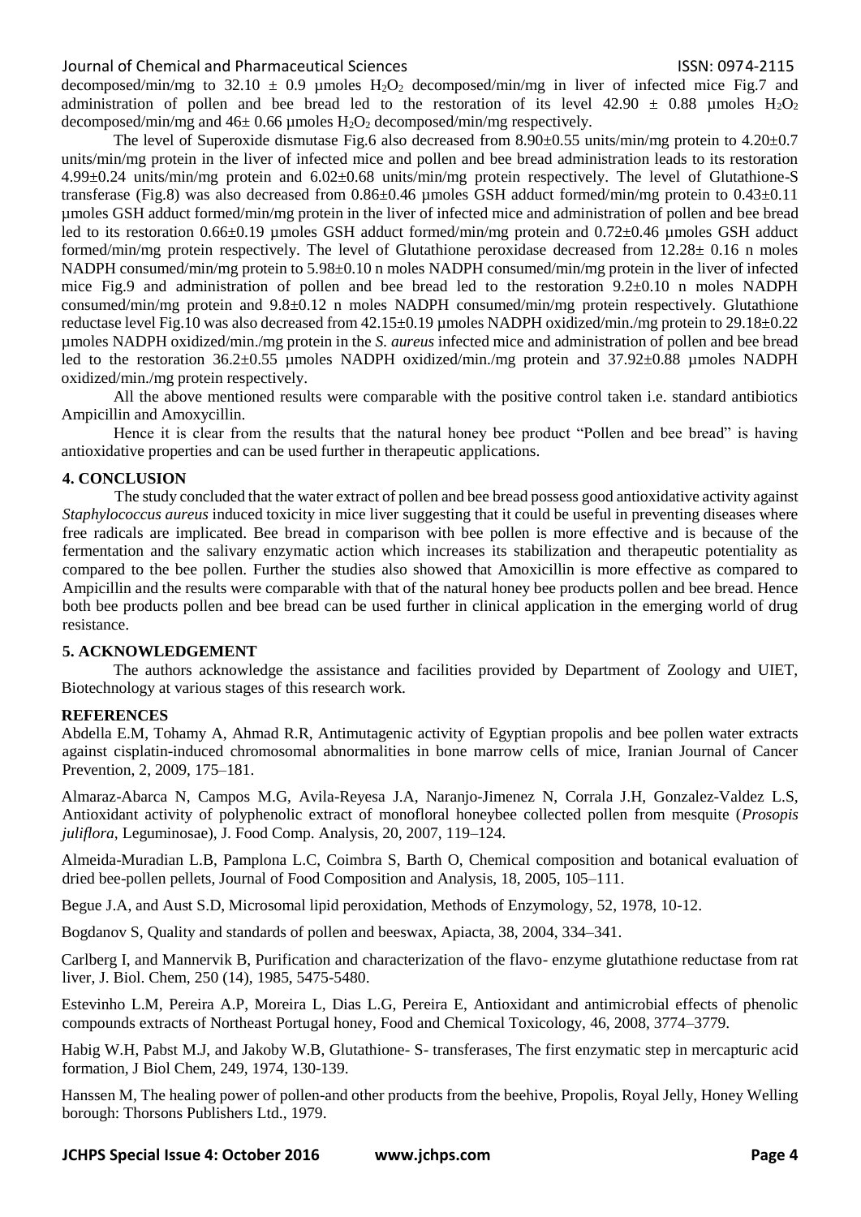decomposed/min/mg to $32.10 \pm 0.9$ µmoles $H_2O_2$ decomposed/min/mg in liver of infected mice Fig.7 and administration of pollen and bee bread led to the restoration of its level $42.90 \pm 0.88$ µmoles $H_2O_2$ decomposed/min/mg and $46 \pm 0.66$ µmoles $H_2O_2$ decomposed/min/mg respectively.

The level of Superoxide dismutase Fig.6 also decreased from $8.90 \pm 0.55$ units/min/mg protein to $4.20 \pm 0.7$ units/min/mg protein in the liver of infected mice and pollen and bee bread administration leads to its restoration $4.99 \pm 0.24$ units/min/mg protein and $6.02 \pm 0.68$ units/min/mg protein respectively. The level of Glutathione-S transferase (Fig.8) was also decreased from $0.86 \pm 0.46$ µmoles GSH adduct formed/min/mg protein to $0.43 \pm 0.11$ µmoles GSH adduct formed/min/mg protein in the liver of infected mice and administration of pollen and bee bread led to its restoration $0.66 \pm 0.19$ µmoles GSH adduct formed/min/mg protein and $0.72 \pm 0.46$ µmoles GSH adduct formed/min/mg protein respectively. The level of Glutathione peroxidase decreased from $12.28 \pm 0.16$ n moles NADPH consumed/min/mg protein to $5.98 \pm 0.10$ n moles NADPH consumed/min/mg protein in the liver of infected mice Fig.9 and administration of pollen and bee bread led to the restoration $9.2 \pm 0.10$ n moles NADPH consumed/min/mg protein and $9.8 \pm 0.12$ n moles NADPH consumed/min/mg protein respectively. Glutathione reductase level Fig.10 was also decreased from $42.15 \pm 0.19$ µmoles NADPH oxidized/min./mg protein to $29.18 \pm 0.22$ µmoles NADPH oxidized/min./mg protein in the *S. aureus* infected mice and administration of pollen and bee bread led to the restoration $36.2 \pm 0.55$ µmoles NADPH oxidized/min./mg protein and $37.92 \pm 0.88$ µmoles NADPH oxidized/min./mg protein respectively.

All the above mentioned results were comparable with the positive control taken i.e. standard antibiotics Ampicillin and Amoxycillin.

Hence it is clear from the results that the natural honey bee product "Pollen and bee bread" is having antioxidative properties and can be used further in therapeutic applications.

## 4. CONCLUSION

The study concluded that the water extract of pollen and bee bread possess good antioxidative activity against *Staphylococcus aureus* induced toxicity in mice liver suggesting that it could be useful in preventing diseases where free radicals are implicated. Bee bread in comparison with bee pollen is more effective and is because of the fermentation and the salivary enzymatic action which increases its stabilization and therapeutic potentiality as compared to the bee pollen. Further the studies also showed that Amoxicillin is more effective as compared to Ampicillin and the results were comparable with that of the natural honey bee products pollen and bee bread. Hence both bee products pollen and bee bread can be used further in clinical application in the emerging world of drug resistance.

## 5. ACKNOWLEDGEMENT

The authors acknowledge the assistance and facilities provided by Department of Zoology and UIET, Biotechnology at various stages of this research work.

## REFERENCES

Abdella E.M, Tohamy A, Ahmad R.R, Antimutagenic activity of Egyptian propolis and bee pollen water extracts against cisplatin-induced chromosomal abnormalities in bone marrow cells of mice, Iranian Journal of Cancer Prevention, 2, 2009, 175–181.

Almaraz-Abarca N, Campos M.G, Avila-Reyesa J.A, Naranjo-Jimenez N, Corrala J.H, Gonzalez-Valdez L.S, Antioxidant activity of polyphenolic extract of monofloral honeybee collected pollen from mesquite (*Prosopis juliflora*, Leguminosae), J. Food Comp. Analysis, 20, 2007, 119–124.

Almeida-Muradian L.B, Pamplona L.C, Coimbra S, Barth O, Chemical composition and botanical evaluation of dried bee-pollen pellets, Journal of Food Composition and Analysis, 18, 2005, 105–111.

Begue J.A, and Aust S.D, Microsomal lipid peroxidation, Methods of Enzymology, 52, 1978, 10-12.

Bogdanov S, Quality and standards of pollen and beeswax, Apiacta, 38, 2004, 334–341.

Carlberg I, and Mannervik B, Purification and characterization of the flavo- enzyme glutathione reductase from rat liver, J. Biol. Chem, 250 (14), 1985, 5475-5480.

Estevinho L.M, Pereira A.P, Moreira L, Dias L.G, Pereira E, Antioxidant and antimicrobial effects of phenolic compounds extracts of Northeast Portugal honey, Food and Chemical Toxicology, 46, 2008, 3774–3779.

Habig W.H, Pabst M.J, and Jakoby W.B, Glutathione- S- transferases, The first enzymatic step in mercapturic acid formation, J Biol Chem, 249, 1974, 130-139.

Hanssen M, The healing power of pollen-and other products from the beehive, Propolis, Royal Jelly, Honey Welling borough: Thorsons Publishers Ltd., 1979.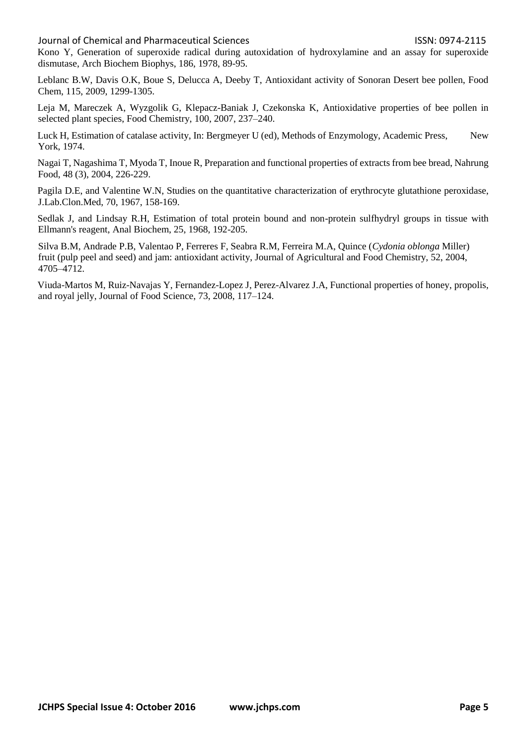Kono Y, Generation of superoxide radical during autoxidation of hydroxylamine and an assay for superoxide dismutase, Arch Biochem Biophys, 186, 1978, 89-95.

Leblanc B.W, Davis O.K, Boue S, Delucca A, Deeby T, Antioxidant activity of Sonoran Desert bee pollen, Food Chem, 115, 2009, 1299-1305.

Leja M, Mareczek A, Wyzgolik G, Klepacz-Baniak J, Czekonska K, Antioxidative properties of bee pollen in selected plant species, Food Chemistry, 100, 2007, 237–240.

Luck H, Estimation of catalase activity, In: Bergmeyer U (ed), Methods of Enzymology, Academic Press, New York, 1974.

Nagai T, Nagashima T, Myoda T, Inoue R, Preparation and functional properties of extracts from bee bread, Nahrung Food, 48 (3), 2004, 226-229.

Pagila D.E, and Valentine W.N, Studies on the quantitative characterization of erythrocyte glutathione peroxidase, J.Lab.Clon.Med, 70, 1967, 158-169.

Sedlak J, and Lindsay R.H, Estimation of total protein bound and non-protein sulfhydryl groups in tissue with Ellmann's reagent, Anal Biochem, 25, 1968, 192-205.

Silva B.M, Andrade P.B, Valentao P, Ferreres F, Seabra R.M, Ferreira M.A, Quince (*Cydonia oblonga* Miller) fruit (pulp peel and seed) and jam: antioxidant activity, Journal of Agricultural and Food Chemistry, 52, 2004, 4705–4712.

Viuda-Martos M, Ruiz-Navajas Y, Fernandez-Lopez J, Perez-Alvarez J.A, Functional properties of honey, propolis, and royal jelly, Journal of Food Science, 73, 2008, 117–124.